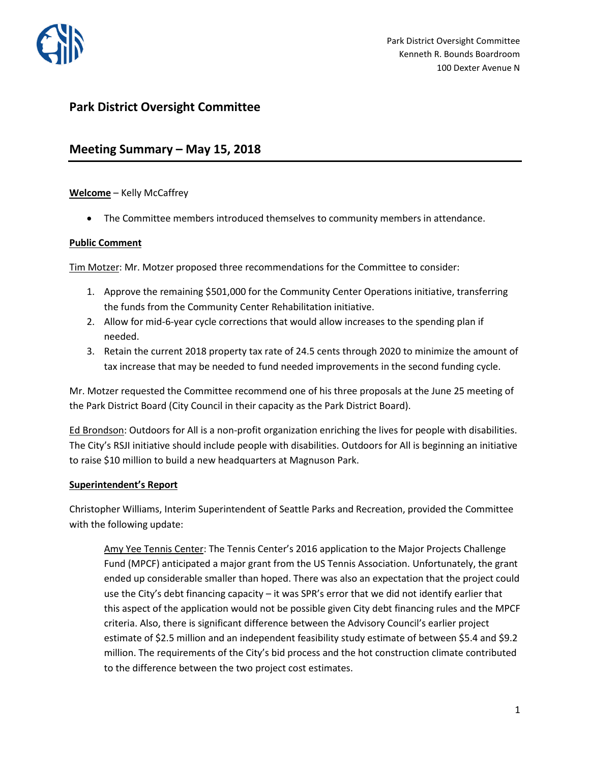Park District Oversight Committee
Kenneth R. Bounds Boardroom
100 Dexter Avenue N

## Park District Oversight Committee

## Meeting Summary – May 15, 2018

**Welcome** – Kelly McCaffrey

- The Committee members introduced themselves to community members in attendance.

**Public Comment**

Tim Motzer: Mr. Motzer proposed three recommendations for the Committee to consider:

1. Approve the remaining $501,000 for the Community Center Operations initiative, transferring the funds from the Community Center Rehabilitation initiative.
2. Allow for mid-6-year cycle corrections that would allow increases to the spending plan if needed.
3. Retain the current 2018 property tax rate of 24.5 cents through 2020 to minimize the amount of tax increase that may be needed to fund needed improvements in the second funding cycle.

Mr. Motzer requested the Committee recommend one of his three proposals at the June 25 meeting of the Park District Board (City Council in their capacity as the Park District Board).

Ed Brondson: Outdoors for All is a non-profit organization enriching the lives for people with disabilities. The City's RSJI initiative should include people with disabilities. Outdoors for All is beginning an initiative to raise $10 million to build a new headquarters at Magnuson Park.

**Superintendent's Report**

Christopher Williams, Interim Superintendent of Seattle Parks and Recreation, provided the Committee with the following update:

> Amy Yee Tennis Center: The Tennis Center's 2016 application to the Major Projects Challenge Fund (MPCF) anticipated a major grant from the US Tennis Association. Unfortunately, the grant ended up considerable smaller than hoped. There was also an expectation that the project could use the City's debt financing capacity – it was SPR's error that we did not identify earlier that this aspect of the application would not be possible given City debt financing rules and the MPCF criteria. Also, there is significant difference between the Advisory Council's earlier project estimate of $2.5 million and an independent feasibility study estimate of between $5.4 and $9.2 million. The requirements of the City's bid process and the hot construction climate contributed to the difference between the two project cost estimates.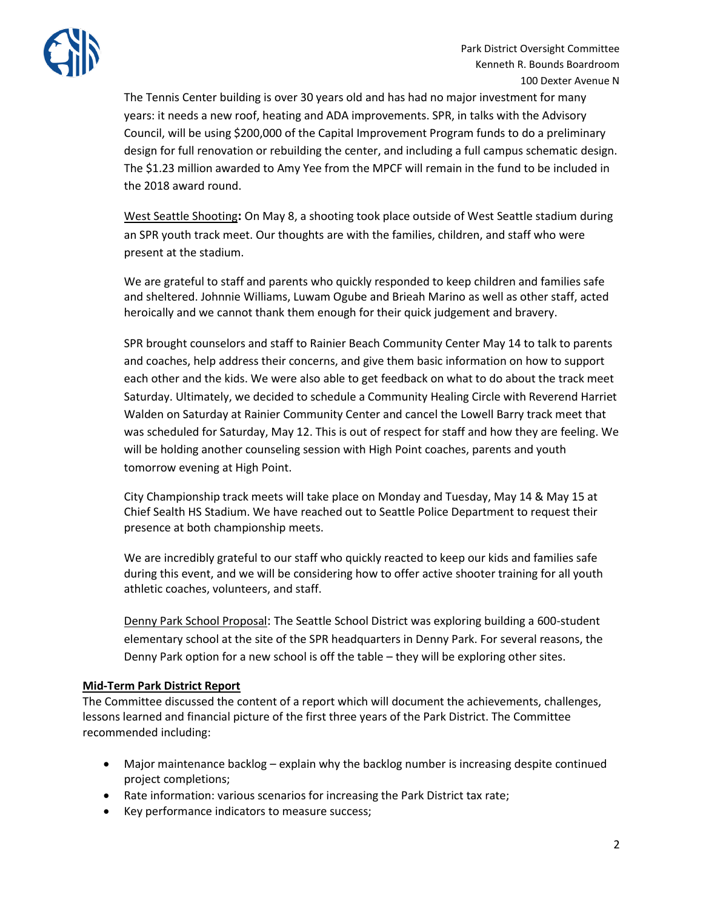The Tennis Center building is over 30 years old and has had no major investment for many years: it needs a new roof, heating and ADA improvements. SPR, in talks with the Advisory Council, will be using $200,000 of the Capital Improvement Program funds to do a preliminary design for full renovation or rebuilding the center, and including a full campus schematic design. The $1.23 million awarded to Amy Yee from the MPCF will remain in the fund to be included in the 2018 award round.

West Seattle Shooting**:** On May 8, a shooting took place outside of West Seattle stadium during an SPR youth track meet. Our thoughts are with the families, children, and staff who were present at the stadium.

We are grateful to staff and parents who quickly responded to keep children and families safe and sheltered. Johnnie Williams, Luwam Ogube and Brieah Marino as well as other staff, acted heroically and we cannot thank them enough for their quick judgement and bravery.

SPR brought counselors and staff to Rainier Beach Community Center May 14 to talk to parents and coaches, help address their concerns, and give them basic information on how to support each other and the kids. We were also able to get feedback on what to do about the track meet Saturday. Ultimately, we decided to schedule a Community Healing Circle with Reverend Harriet Walden on Saturday at Rainier Community Center and cancel the Lowell Barry track meet that was scheduled for Saturday, May 12. This is out of respect for staff and how they are feeling. We will be holding another counseling session with High Point coaches, parents and youth tomorrow evening at High Point.

City Championship track meets will take place on Monday and Tuesday, May 14 & May 15 at Chief Sealth HS Stadium. We have reached out to Seattle Police Department to request their presence at both championship meets.

We are incredibly grateful to our staff who quickly reacted to keep our kids and families safe during this event, and we will be considering how to offer active shooter training for all youth athletic coaches, volunteers, and staff.

Denny Park School Proposal: The Seattle School District was exploring building a 600-student elementary school at the site of the SPR headquarters in Denny Park. For several reasons, the Denny Park option for a new school is off the table – they will be exploring other sites.

**Mid-Term Park District Report**

The Committee discussed the content of a report which will document the achievements, challenges, lessons learned and financial picture of the first three years of the Park District. The Committee recommended including:

- Major maintenance backlog – explain why the backlog number is increasing despite continued project completions;
- Rate information: various scenarios for increasing the Park District tax rate;
- Key performance indicators to measure success;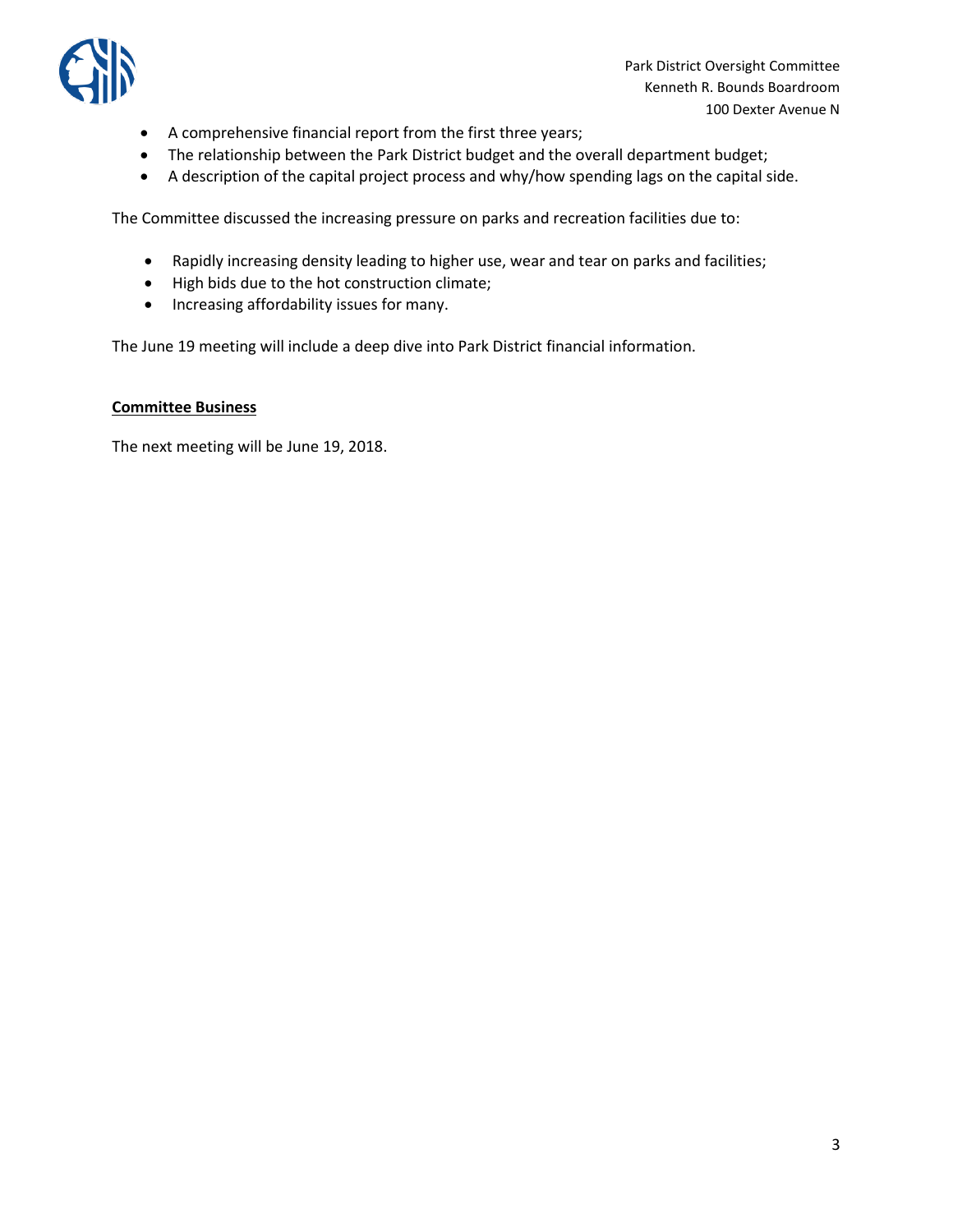- A comprehensive financial report from the first three years;
- The relationship between the Park District budget and the overall department budget;
- A description of the capital project process and why/how spending lags on the capital side.

The Committee discussed the increasing pressure on parks and recreation facilities due to:

- Rapidly increasing density leading to higher use, wear and tear on parks and facilities;
- High bids due to the hot construction climate;
- Increasing affordability issues for many.

The June 19 meeting will include a deep dive into Park District financial information.

**Committee Business**

The next meeting will be June 19, 2018.